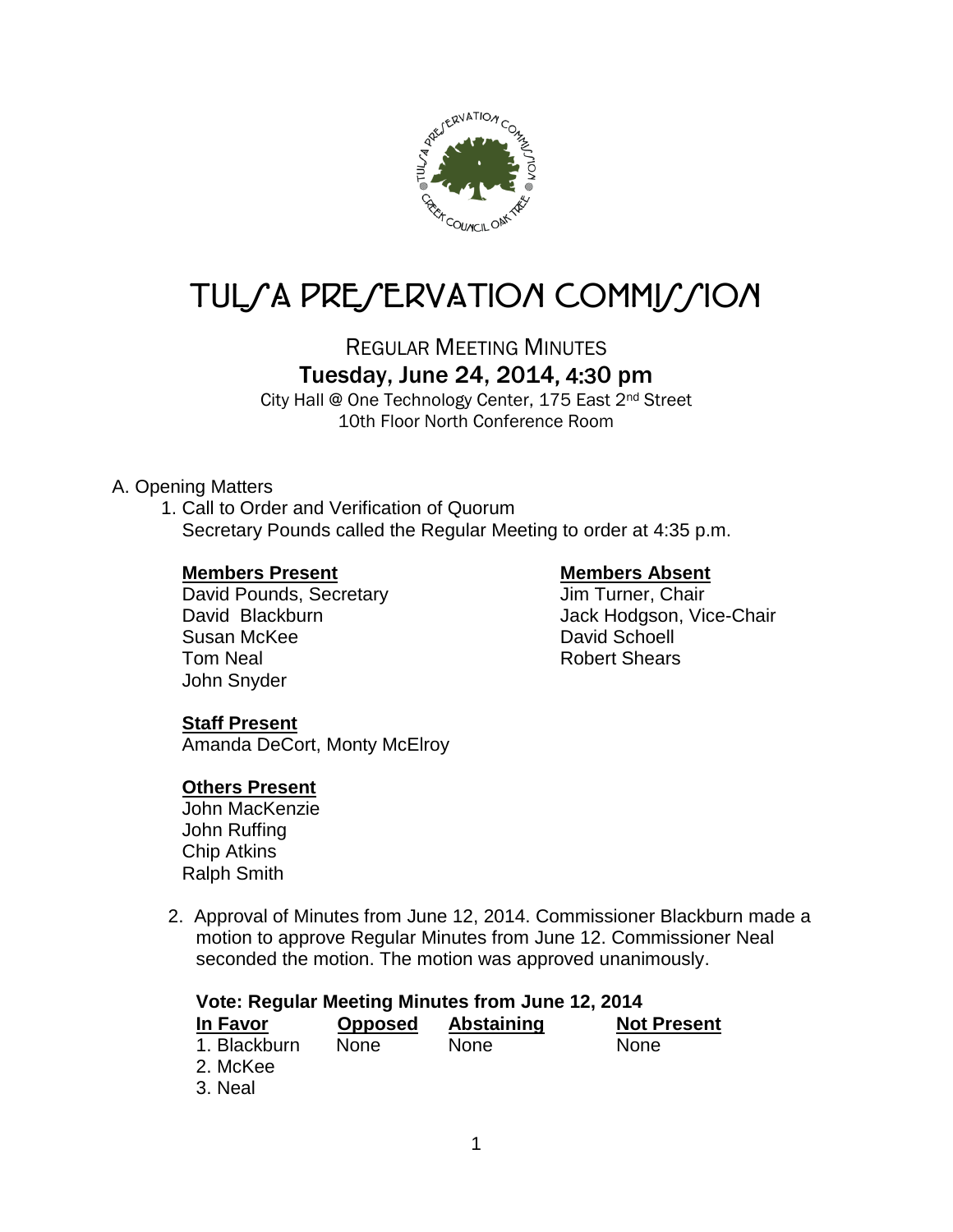# TULSA PRESERVATION COMMISSION

## REGULAR MEETING MINUTES

### Tuesday, June 24, 2014, 4:30 pm

City Hall @ One Technology Center, 175 East 2nd Street
10th Floor North Conference Room

A. Opening Matters

1. Call to Order and Verification of Quorum
   Secretary Pounds called the Regular Meeting to order at 4:35 p.m.

   **Members Present**
   David Pounds, Secretary
   David Blackburn
   Susan McKee
   Tom Neal
   John Snyder

   **Members Absent**
   Jim Turner, Chair
   Jack Hodgson, Vice-Chair
   David Schoell
   Robert Shears

   **Staff Present**
   Amanda DeCort, Monty McElroy

   **Others Present**
   John MacKenzie
   John Ruffing
   Chip Atkins
   Ralph Smith

2. Approval of Minutes from June 12, 2014. Commissioner Blackburn made a motion to approve Regular Minutes from June 12. Commissioner Neal seconded the motion. The motion was approved unanimously.

**Vote: Regular Meeting Minutes from June 12, 2014**

| In Favor | Opposed | Abstaining | Not Present |
|---|---|---|---|
| 1. Blackburn | None | None | None |
| 2. McKee | | | |
| 3. Neal | | | |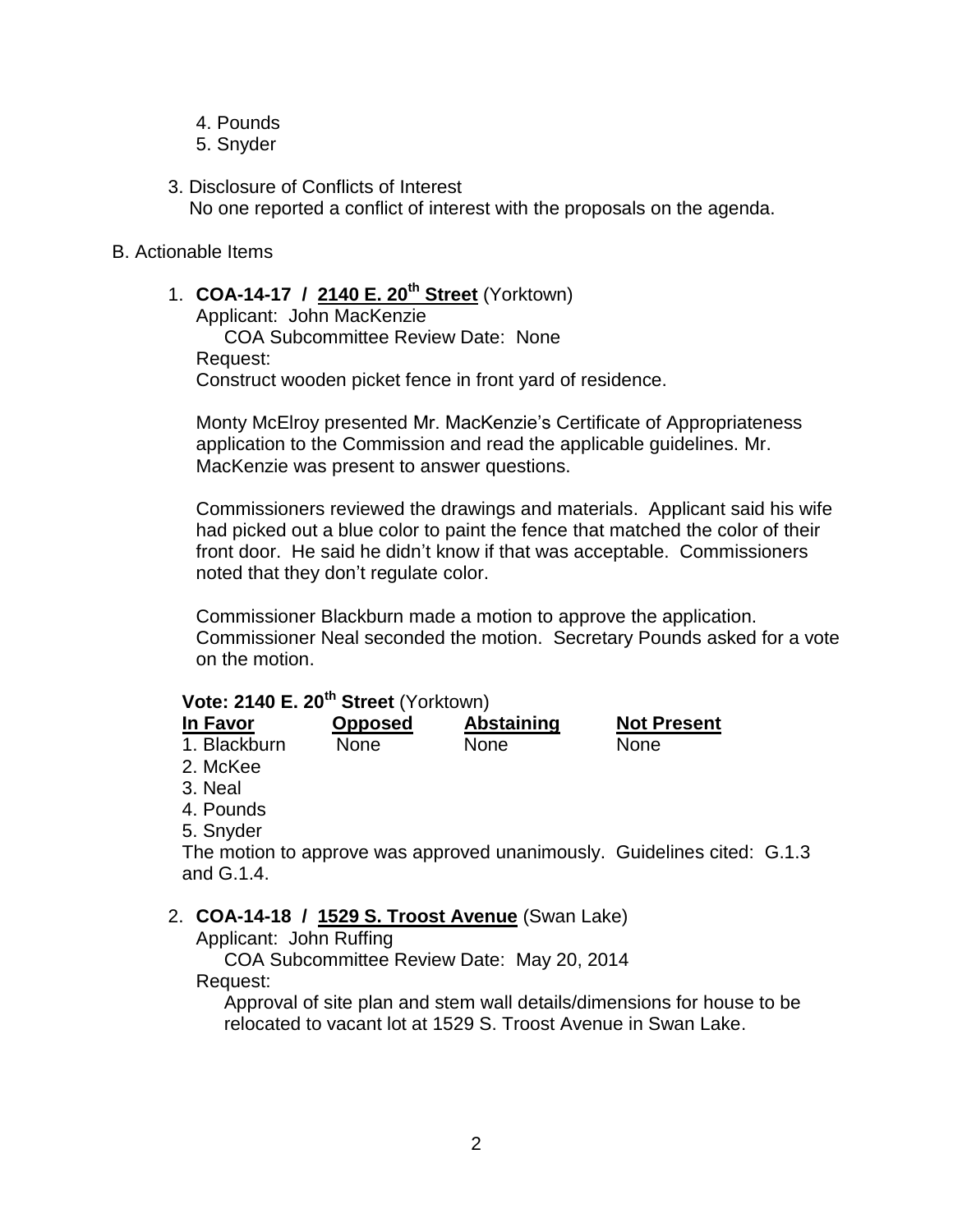4. Pounds
5. Snyder

3. Disclosure of Conflicts of Interest
   No one reported a conflict of interest with the proposals on the agenda.

B. Actionable Items

1. **COA-14-17 / 2140 E. 20th Street** (Yorktown)
   Applicant: John MacKenzie
   COA Subcommittee Review Date: None
   Request:
   Construct wooden picket fence in front yard of residence.

   Monty McElroy presented Mr. MacKenzie's Certificate of Appropriateness application to the Commission and read the applicable guidelines. Mr. MacKenzie was present to answer questions.

   Commissioners reviewed the drawings and materials. Applicant said his wife had picked out a blue color to paint the fence that matched the color of their front door. He said he didn't know if that was acceptable. Commissioners noted that they don't regulate color.

   Commissioner Blackburn made a motion to approve the application. Commissioner Neal seconded the motion. Secretary Pounds asked for a vote on the motion.

**Vote: 2140 E. 20th Street** (Yorktown)

| In Favor | Opposed | Abstaining | Not Present |
|---|---|---|---|
| 1. Blackburn | None | None | None |
| 2. McKee | | | |
| 3. Neal | | | |
| 4. Pounds | | | |
| 5. Snyder | | | |

The motion to approve was approved unanimously. Guidelines cited: G.1.3 and G.1.4.

2. **COA-14-18 / 1529 S. Troost Avenue** (Swan Lake)
   Applicant: John Ruffing
   COA Subcommittee Review Date: May 20, 2014
   Request:
   Approval of site plan and stem wall details/dimensions for house to be relocated to vacant lot at 1529 S. Troost Avenue in Swan Lake.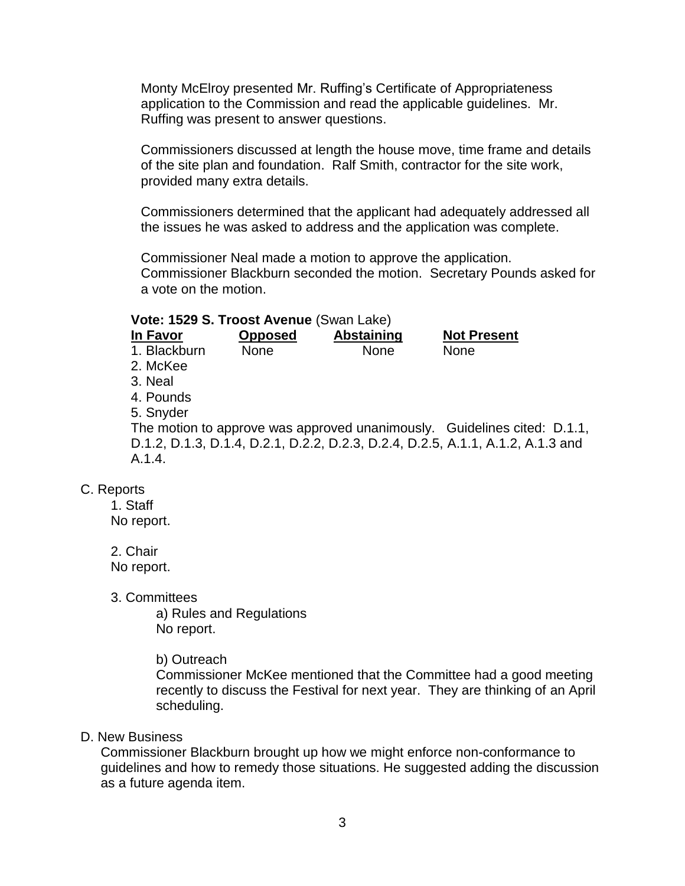Monty McElroy presented Mr. Ruffing's Certificate of Appropriateness application to the Commission and read the applicable guidelines. Mr. Ruffing was present to answer questions.

Commissioners discussed at length the house move, time frame and details of the site plan and foundation. Ralf Smith, contractor for the site work, provided many extra details.

Commissioners determined that the applicant had adequately addressed all the issues he was asked to address and the application was complete.

Commissioner Neal made a motion to approve the application. Commissioner Blackburn seconded the motion. Secretary Pounds asked for a vote on the motion.

**Vote: 1529 S. Troost Avenue** (Swan Lake)

| In Favor | Opposed | Abstaining | Not Present |
|---|---|---|---|
| 1. Blackburn | None | None | None |
| 2. McKee | | | |
| 3. Neal | | | |
| 4. Pounds | | | |
| 5. Snyder | | | |

The motion to approve was approved unanimously. Guidelines cited: D.1.1, D.1.2, D.1.3, D.1.4, D.2.1, D.2.2, D.2.3, D.2.4, D.2.5, A.1.1, A.1.2, A.1.3 and A.1.4.

C. Reports

1. Staff
No report.

2. Chair
No report.

3. Committees

a) Rules and Regulations
No report.

b) Outreach
Commissioner McKee mentioned that the Committee had a good meeting recently to discuss the Festival for next year. They are thinking of an April scheduling.

D. New Business

Commissioner Blackburn brought up how we might enforce non-conformance to guidelines and how to remedy those situations. He suggested adding the discussion as a future agenda item.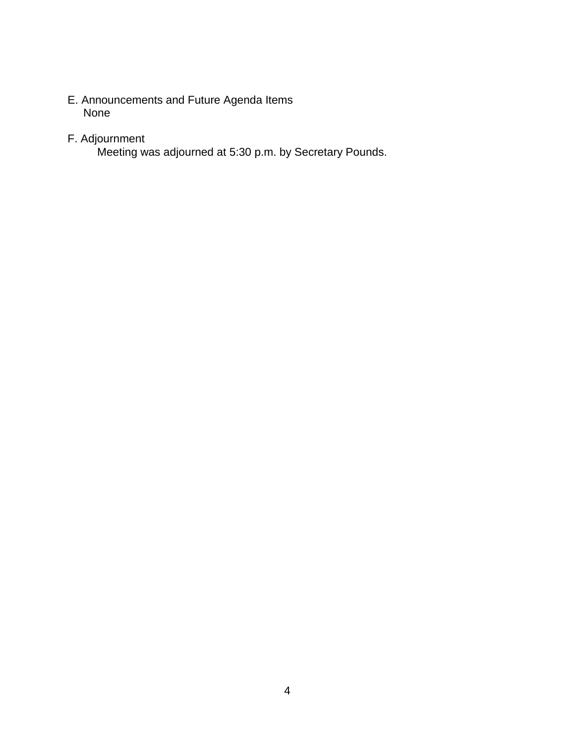E. Announcements and Future Agenda Items

None

F. Adjournment

Meeting was adjourned at 5:30 p.m. by Secretary Pounds.